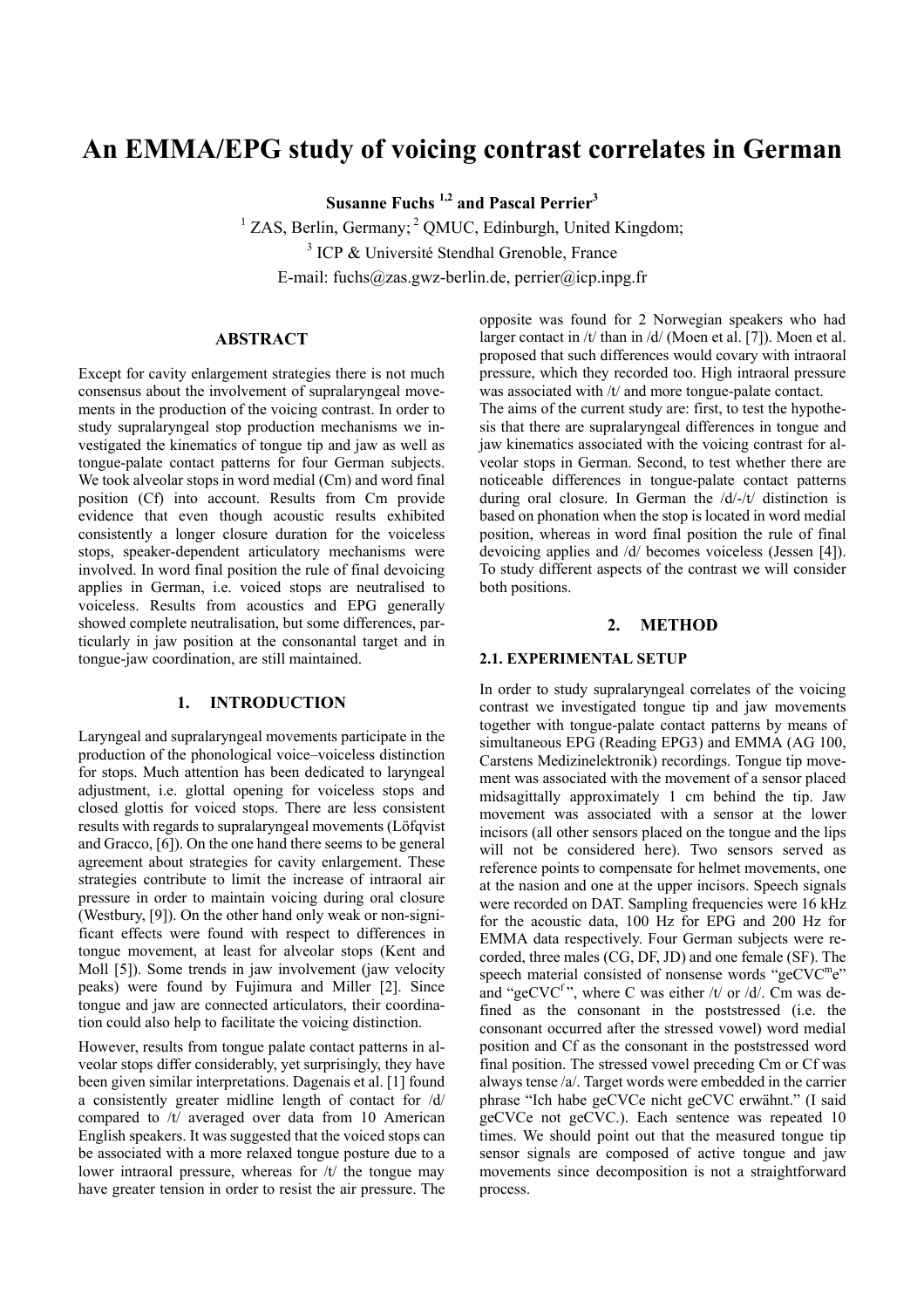# An EMMA/EPG study of voicing contrast correlates in German

**Susanne Fuchs [1,2] and Pascal Perrier[3]**

[1] ZAS, Berlin, Germany; [2] QMUC, Edinburgh, United Kingdom;
[3] ICP & Université Stendhal Grenoble, France
E-mail: fuchs@zas.gwz-berlin.de, perrier@icp.inpg.fr

### ABSTRACT

Except for cavity enlargement strategies there is not much consensus about the involvement of supralaryngeal movements in the production of the voicing contrast. In order to study supralaryngeal stop production mechanisms we investigated the kinematics of tongue tip and jaw as well as tongue-palate contact patterns for four German subjects. We took alveolar stops in word medial (Cm) and word final position (Cf) into account. Results from Cm provide evidence that even though acoustic results exhibited consistently a longer closure duration for the voiceless stops, speaker-dependent articulatory mechanisms were involved. In word final position the rule of final devoicing applies in German, i.e. voiced stops are neutralised to voiceless. Results from acoustics and EPG generally showed complete neutralisation, but some differences, particularly in jaw position at the consonantal target and in tongue-jaw coordination, are still maintained.

## 1. INTRODUCTION

Laryngeal and supralaryngeal movements participate in the production of the phonological voice–voiceless distinction for stops. Much attention has been dedicated to laryngeal adjustment, i.e. glottal opening for voiceless stops and closed glottis for voiced stops. There are less consistent results with regards to supralaryngeal movements (Löfqvist and Gracco, [6]). On the one hand there seems to be general agreement about strategies for cavity enlargement. These strategies contribute to limit the increase of intraoral air pressure in order to maintain voicing during oral closure (Westbury, [9]). On the other hand only weak or non-significant effects were found with respect to differences in tongue movement, at least for alveolar stops (Kent and Moll [5]). Some trends in jaw involvement (jaw velocity peaks) were found by Fujimura and Miller [2]. Since tongue and jaw are connected articulators, their coordination could also help to facilitate the voicing distinction.

However, results from tongue palate contact patterns in alveolar stops differ considerably, yet surprisingly, they have been given similar interpretations. Dagenais et al. [1] found a consistently greater midline length of contact for /d/ compared to /t/ averaged over data from 10 American English speakers. It was suggested that the voiced stops can be associated with a more relaxed tongue posture due to a lower intraoral pressure, whereas for /t/ the tongue may have greater tension in order to resist the air pressure. The opposite was found for 2 Norwegian speakers who had larger contact in /t/ than in /d/ (Moen et al. [7]). Moen et al. proposed that such differences would covary with intraoral pressure, which they recorded too. High intraoral pressure was associated with /t/ and more tongue-palate contact.

The aims of the current study are: first, to test the hypothesis that there are supralaryngeal differences in tongue and jaw kinematics associated with the voicing contrast for alveolar stops in German. Second, to test whether there are noticeable differences in tongue-palate contact patterns during oral closure. In German the /d/-/t/ distinction is based on phonation when the stop is located in word medial position, whereas in word final position the rule of final devoicing applies and /d/ becomes voiceless (Jessen [4]). To study different aspects of the contrast we will consider both positions.

## 2. METHOD

### 2.1. EXPERIMENTAL SETUP

In order to study supralaryngeal correlates of the voicing contrast we investigated tongue tip and jaw movements together with tongue-palate contact patterns by means of simultaneous EPG (Reading EPG3) and EMMA (AG 100, Carstens Medizinelektronik) recordings. Tongue tip movement was associated with the movement of a sensor placed midsagittally approximately 1 cm behind the tip. Jaw movement was associated with a sensor at the lower incisors (all other sensors placed on the tongue and the lips will not be considered here). Two sensors served as reference points to compensate for helmet movements, one at the nasion and one at the upper incisors. Speech signals were recorded on DAT. Sampling frequencies were 16 kHz for the acoustic data, 100 Hz for EPG and 200 Hz for EMMA data respectively. Four German subjects were recorded, three males (CG, DF, JD) and one female (SF). The speech material consisted of nonsense words "geCVC$^{m}$e" and "geCVC$^{f}$", where C was either /t/ or /d/. Cm was defined as the consonant in the poststressed (i.e. the consonant occurred after the stressed vowel) word medial position and Cf as the consonant in the poststressed word final position. The stressed vowel preceding Cm or Cf was always tense /a/. Target words were embedded in the carrier phrase "Ich habe geCVCe nicht geCVC erwähnt." (I said geCVCe not geCVC.). Each sentence was repeated 10 times. We should point out that the measured tongue tip sensor signals are composed of active tongue and jaw movements since decomposition is not a straightforward process.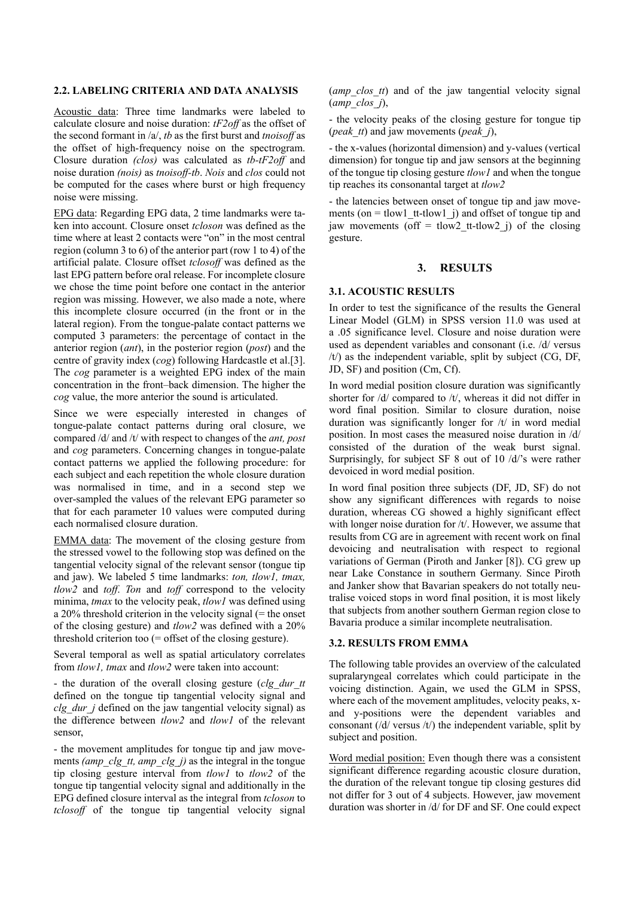### 2.2. LABELING CRITERIA AND DATA ANALYSIS

Acoustic data: Three time landmarks were labeled to calculate closure and noise duration: *tF2off* as the offset of the second formant in /a/, *tb* as the first burst and *tnoisoff* as the offset of high-frequency noise on the spectrogram. Closure duration *(clos)* was calculated as *tb-tF2off* and noise duration *(nois)* as *tnoisoff-tb*. *Nois* and *clos* could not be computed for the cases where burst or high frequency noise were missing.

EPG data: Regarding EPG data, 2 time landmarks were taken into account. Closure onset *tcloson* was defined as the time where at least 2 contacts were "on" in the most central region (column 3 to 6) of the anterior part (row 1 to 4) of the artificial palate. Closure offset *tclosoff* was defined as the last EPG pattern before oral release. For incomplete closure we chose the time point before one contact in the anterior region was missing. However, we also made a note, where this incomplete closure occurred (in the front or in the lateral region). From the tongue-palate contact patterns we computed 3 parameters: the percentage of contact in the anterior region (*ant*), in the posterior region (*post*) and the centre of gravity index (*cog*) following Hardcastle et al.[3]. The *cog* parameter is a weighted EPG index of the main concentration in the front–back dimension. The higher the *cog* value, the more anterior the sound is articulated.

Since we were especially interested in changes of tongue-palate contact patterns during oral closure, we compared /d/ and /t/ with respect to changes of the *ant, post* and *cog* parameters. Concerning changes in tongue-palate contact patterns we applied the following procedure: for each subject and each repetition the whole closure duration was normalised in time, and in a second step we over-sampled the values of the relevant EPG parameter so that for each parameter 10 values were computed during each normalised closure duration.

EMMA data: The movement of the closing gesture from the stressed vowel to the following stop was defined on the tangential velocity signal of the relevant sensor (tongue tip and jaw). We labeled 5 time landmarks: *ton, tlow1, tmax, tlow2* and *toff*. *Ton* and *toff* correspond to the velocity minima, *tmax* to the velocity peak, *tlow1* was defined using a 20% threshold criterion in the velocity signal (= the onset of the closing gesture) and *tlow2* was defined with a 20% threshold criterion too (= offset of the closing gesture).

Several temporal as well as spatial articulatory correlates from *tlow1, tmax* and *tlow2* were taken into account:

- the duration of the overall closing gesture (*clg_dur_tt* defined on the tongue tip tangential velocity signal and *clg_dur_j* defined on the jaw tangential velocity signal) as the difference between *tlow2* and *tlow1* of the relevant sensor,

- the movement amplitudes for tongue tip and jaw movements *(amp_clg_tt, amp_clg_j)* as the integral in the tongue tip closing gesture interval from *tlow1* to *tlow2* of the tongue tip tangential velocity signal and additionally in the EPG defined closure interval as the integral from *tcloson* to *tclosoff* of the tongue tip tangential velocity signal (*amp_clos_tt*) and of the jaw tangential velocity signal (*amp_clos_j*),

- the velocity peaks of the closing gesture for tongue tip (*peak_tt*) and jaw movements (*peak_j*),

- the x-values (horizontal dimension) and y-values (vertical dimension) for tongue tip and jaw sensors at the beginning of the tongue tip closing gesture *tlow1* and when the tongue tip reaches its consonantal target at *tlow2*

- the latencies between onset of tongue tip and jaw movements (on = tlow1_tt-tlow1_j) and offset of tongue tip and jaw movements (off = tlow2_tt-tlow2_j) of the closing gesture.

## 3. RESULTS

### 3.1. ACOUSTIC RESULTS

In order to test the significance of the results the General Linear Model (GLM) in SPSS version 11.0 was used at a .05 significance level. Closure and noise duration were used as dependent variables and consonant (i.e. /d/ versus /t/) as the independent variable, split by subject (CG, DF, JD, SF) and position (Cm, Cf).

In word medial position closure duration was significantly shorter for /d/ compared to /t/, whereas it did not differ in word final position. Similar to closure duration, noise duration was significantly longer for /t/ in word medial position. In most cases the measured noise duration in /d/ consisted of the duration of the weak burst signal. Surprisingly, for subject SF 8 out of 10 /d/'s were rather devoiced in word medial position.

In word final position three subjects (DF, JD, SF) do not show any significant differences with regards to noise duration, whereas CG showed a highly significant effect with longer noise duration for /t/. However, we assume that results from CG are in agreement with recent work on final devoicing and neutralisation with respect to regional variations of German (Piroth and Janker [8]). CG grew up near Lake Constance in southern Germany. Since Piroth and Janker show that Bavarian speakers do not totally neutralise voiced stops in word final position, it is most likely that subjects from another southern German region close to Bavaria produce a similar incomplete neutralisation.

### 3.2. RESULTS FROM EMMA

The following table provides an overview of the calculated supralaryngeal correlates which could participate in the voicing distinction. Again, we used the GLM in SPSS, where each of the movement amplitudes, velocity peaks, x- and y-positions were the dependent variables and consonant (/d/ versus /t/) the independent variable, split by subject and position.

Word medial position: Even though there was a consistent significant difference regarding acoustic closure duration, the duration of the relevant tongue tip closing gestures did not differ for 3 out of 4 subjects. However, jaw movement duration was shorter in /d/ for DF and SF. One could expect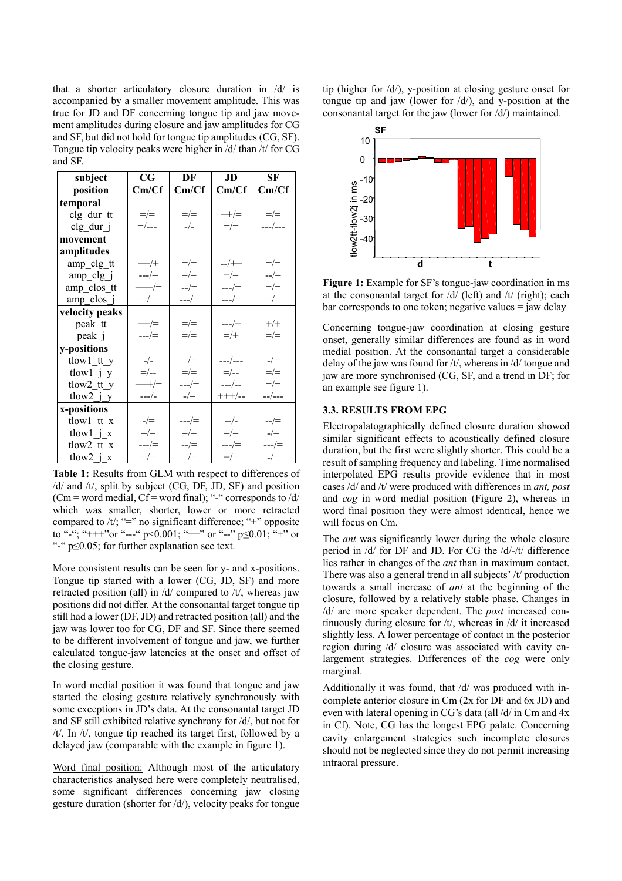that a shorter articulatory closure duration in /d/ is accompanied by a smaller movement amplitude. This was true for JD and DF concerning tongue tip and jaw movement amplitudes during closure and jaw amplitudes for CG and SF, but did not hold for tongue tip amplitudes (CG, SF). Tongue tip velocity peaks were higher in /d/ than /t/ for CG and SF.

| subject position | CG Cm/Cf | DF Cm/Cf | JD Cm/Cf | SF Cm/Cf |
|---|---|---|---|---|
| **temporal** | | | | |
| clg_dur_tt | =/= | =/= | ++/= | =/= |
| clg_dur_j | =/--- | -/- | =/= | ---/--- |
| **movement amplitudes** | | | | |
| amp_clg_tt | ++/+ | =/= | --/++ | =/= |
| amp_clg_j | ---/= | =/= | +/= | --/= |
| amp_clos_tt | +++/= | --/= | ---/= | =/= |
| amp_clos_j | =/= | ---/= | ---/= | =/= |
| **velocity peaks** | | | | |
| peak_tt | ++/= | =/= | ---/+ | +/+ |
| peak_j | ---/= | =/= | =/+ | =/= |
| **y-positions** | | | | |
| tlow1_tt_y | -/- | =/= | ---/--- | -/= |
| tlow1_j_y | =/-- | =/= | =/-- | =/= |
| tlow2_tt_y | +++/= | ---/= | ---/-- | =/= |
| tlow2_j_y | ---/- | -/= | +++/-- | --/--- |
| **x-positions** | | | | |
| tlow1_tt_x | -/= | ---/= | --/- | --/= |
| tlow1_j_x | =/= | =/= | =/= | -/= |
| tlow2_tt_x | ---/= | --/= | ---/= | ---/= |
| tlow2_j_x | =/= | =/= | +/= | -/= |

**Table 1:** Results from GLM with respect to differences of /d/ and /t/, split by subject (CG, DF, JD, SF) and position (Cm = word medial, Cf = word final); "-" corresponds to /d/ which was smaller, shorter, lower or more retracted compared to /t/; "=" no significant difference; "+" opposite to "-"; "+++"or "---" p<0.001; "++" or "--" p≤0.01; "+" or "-" p≤0.05; for further explanation see text.

More consistent results can be seen for y- and x-positions. Tongue tip started with a lower (CG, JD, SF) and more retracted position (all) in /d/ compared to /t/, whereas jaw positions did not differ. At the consonantal target tongue tip still had a lower (DF, JD) and retracted position (all) and the jaw was lower too for CG, DF and SF. Since there seemed to be different involvement of tongue and jaw, we further calculated tongue-jaw latencies at the onset and offset of the closing gesture.

In word medial position it was found that tongue and jaw started the closing gesture relatively synchronously with some exceptions in JD's data. At the consonantal target JD and SF still exhibited relative synchrony for /d/, but not for /t/. In /t/, tongue tip reached its target first, followed by a delayed jaw (comparable with the example in figure 1).

Word final position: Although most of the articulatory characteristics analysed here were completely neutralised, some significant differences concerning jaw closing gesture duration (shorter for /d/), velocity peaks for tongue tip (higher for /d/), y-position at closing gesture onset for tongue tip and jaw (lower for /d/), and y-position at the consonantal target for the jaw (lower for /d/) maintained.

**Figure 1:** Example for SF's tongue-jaw coordination in ms at the consonantal target for /d/ (left) and /t/ (right); each bar corresponds to one token; negative values = jaw delay

Concerning tongue-jaw coordination at closing gesture onset, generally similar differences are found as in word medial position. At the consonantal target a considerable delay of the jaw was found for /t/, whereas in /d/ tongue and jaw are more synchronised (CG, SF, and a trend in DF; for an example see figure 1).

### 3.3. RESULTS FROM EPG

Electropalatographically defined closure duration showed similar significant effects to acoustically defined closure duration, but the first were slightly shorter. This could be a result of sampling frequency and labeling. Time normalised interpolated EPG results provide evidence that in most cases /d/ and /t/ were produced with differences in *ant, post* and *cog* in word medial position (Figure 2), whereas in word final position they were almost identical, hence we will focus on Cm.

The *ant* was significantly lower during the whole closure period in /d/ for DF and JD. For CG the /d/-/t/ difference lies rather in changes of the *ant* than in maximum contact. There was also a general trend in all subjects' /t/ production towards a small increase of *ant* at the beginning of the closure, followed by a relatively stable phase. Changes in /d/ are more speaker dependent. The *post* increased continuously during closure for /t/, whereas in /d/ it increased slightly less. A lower percentage of contact in the posterior region during /d/ closure was associated with cavity enlargement strategies. Differences of the *cog* were only marginal.

Additionally it was found, that /d/ was produced with incomplete anterior closure in Cm (2x for DF and 6x JD) and even with lateral opening in CG's data (all /d/ in Cm and 4x in Cf). Note, CG has the longest EPG palate. Concerning cavity enlargement strategies such incomplete closures should not be neglected since they do not permit increasing intraoral pressure.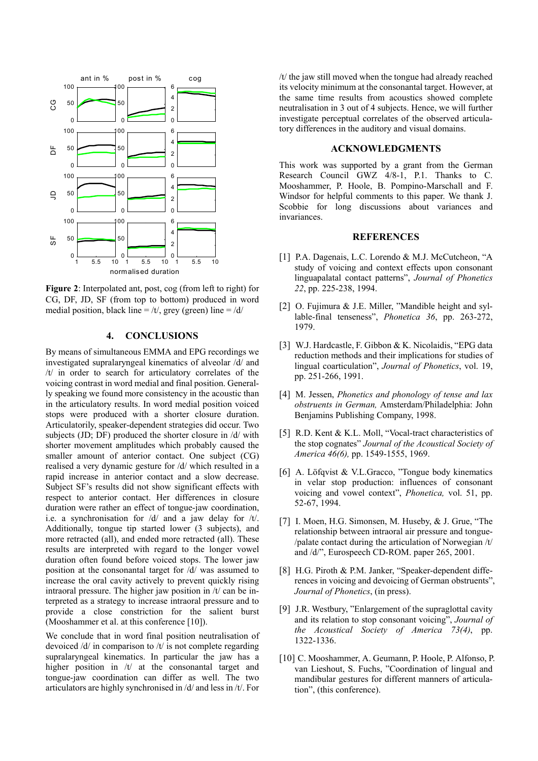ant in % post in % cog

CG DF JD SF

100 50 0 100 50 0 6 4 2 0

1 5.5 10 1 5.5 10 1 5.5 10

normalised duration

**Figure 2**: Interpolated ant, post, cog (from left to right) for CG, DF, JD, SF (from top to bottom) produced in word medial position, black line = /t/, grey (green) line = /d/

## 4. CONCLUSIONS

By means of simultaneous EMMA and EPG recordings we investigated supralaryngeal kinematics of alveolar /d/ and /t/ in order to search for articulatory correlates of the voicing contrast in word medial and final position. Generally speaking we found more consistency in the acoustic than in the articulatory results. In word medial position voiced stops were produced with a shorter closure duration. Articulatorily, speaker-dependent strategies did occur. Two subjects (JD; DF) produced the shorter closure in /d/ with shorter movement amplitudes which probably caused the smaller amount of anterior contact. One subject (CG) realised a very dynamic gesture for /d/ which resulted in a rapid increase in anterior contact and a slow decrease. Subject SF's results did not show significant effects with respect to anterior contact. Her differences in closure duration were rather an effect of tongue-jaw coordination, i.e. a synchronisation for /d/ and a jaw delay for /t/. Additionally, tongue tip started lower (3 subjects), and more retracted (all), and ended more retracted (all). These results are interpreted with regard to the longer vowel duration often found before voiced stops. The lower jaw position at the consonantal target for /d/ was assumed to increase the oral cavity actively to prevent quickly rising intraoral pressure. The higher jaw position in /t/ can be interpreted as a strategy to increase intraoral pressure and to provide a close constriction for the salient burst (Mooshammer et al. at this conference [10]).

We conclude that in word final position neutralisation of devoiced /d/ in comparison to /t/ is not complete regarding supralaryngeal kinematics. In particular the jaw has a higher position in /t/ at the consonantal target and tongue-jaw coordination can differ as well. The two articulators are highly synchronised in /d/ and less in /t/. For /t/ the jaw still moved when the tongue had already reached its velocity minimum at the consonantal target. However, at the same time results from acoustics showed complete neutralisation in 3 out of 4 subjects. Hence, we will further investigate perceptual correlates of the observed articulatory differences in the auditory and visual domains.

## ACKNOWLEDGMENTS

This work was supported by a grant from the German Research Council GWZ 4/8-1, P.1. Thanks to C. Mooshammer, P. Hoole, B. Pompino-Marschall and F. Windsor for helpful comments to this paper. We thank J. Scobbie for long discussions about variances and invariances.

## REFERENCES

[1] P.A. Dagenais, L.C. Lorendo & M.J. McCutcheon, "A study of voicing and context effects upon consonant linguapalatal contact patterns", *Journal of Phonetics 22*, pp. 225-238, 1994.

[2] O. Fujimura & J.E. Miller, "Mandible height and syllable-final tenseness", *Phonetica 36*, pp. 263-272, 1979.

[3] W.J. Hardcastle, F. Gibbon & K. Nicolaidis, "EPG data reduction methods and their implications for studies of lingual coarticulation", *Journal of Phonetics*, vol. 19, pp. 251-266, 1991.

[4] M. Jessen, *Phonetics and phonology of tense and lax obstruents in German,* Amsterdam/Philadelphia: John Benjamins Publishing Company, 1998.

[5] R.D. Kent & K.L. Moll, "Vocal-tract characteristics of the stop cognates" *Journal of the Acoustical Society of America 46(6),* pp. 1549-1555, 1969.

[6] A. Löfqvist & V.L.Gracco, "Tongue body kinematics in velar stop production: influences of consonant voicing and vowel context", *Phonetica,* vol. 51, pp. 52-67, 1994.

[7] I. Moen, H.G. Simonsen, M. Huseby, & J. Grue, "The relationship between intraoral air pressure and tongue-/palate contact during the articulation of Norwegian /t/ and /d/", Eurospeech CD-ROM. paper 265, 2001.

[8] H.G. Piroth & P.M. Janker, "Speaker-dependent differences in voicing and devoicing of German obstruents", *Journal of Phonetics*, (in press).

[9] J.R. Westbury, "Enlargement of the supraglottal cavity and its relation to stop consonant voicing", *Journal of the Acoustical Society of America 73(4)*, pp. 1322-1336.

[10] C. Mooshammer, A. Geumann, P. Hoole, P. Alfonso, P. van Lieshout, S. Fuchs, "Coordination of lingual and mandibular gestures for different manners of articulation", (this conference).